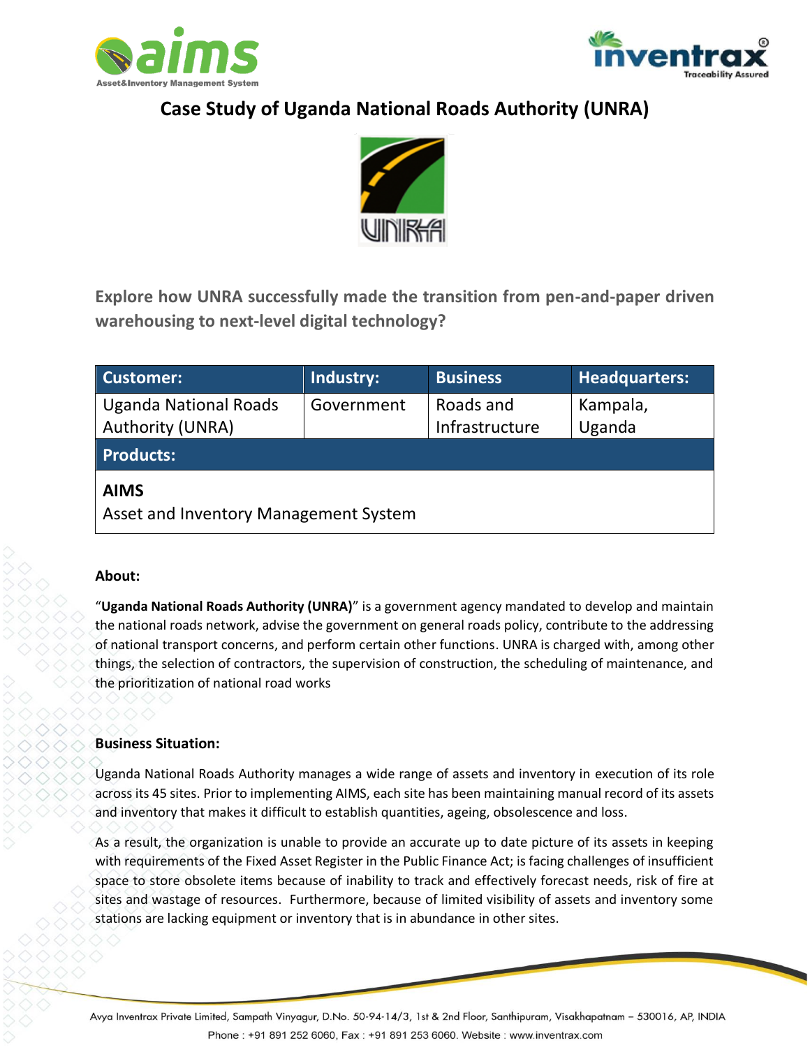# Case Study of Uganda National Roads Authority (UNRA)

**Explore how UNRA successfully made the transition from pen-and-paper driven warehousing to next-level digital technology?**

| Customer: | Industry: | Business | Headquarters: |
|---|---|---|---|
| Uganda National Roads Authority (UNRA) | Government | Roads and Infrastructure | Kampala, Uganda |
| **Products:** | | | |
| **AIMS**<br>Asset and Inventory Management System | | | |

**About:**

"**Uganda National Roads Authority (UNRA)**" is a government agency mandated to develop and maintain the national roads network, advise the government on general roads policy, contribute to the addressing of national transport concerns, and perform certain other functions. UNRA is charged with, among other things, the selection of contractors, the supervision of construction, the scheduling of maintenance, and the prioritization of national road works

**Business Situation:**

Uganda National Roads Authority manages a wide range of assets and inventory in execution of its role across its 45 sites. Prior to implementing AIMS, each site has been maintaining manual record of its assets and inventory that makes it difficult to establish quantities, ageing, obsolescence and loss.

As a result, the organization is unable to provide an accurate up to date picture of its assets in keeping with requirements of the Fixed Asset Register in the Public Finance Act; is facing challenges of insufficient space to store obsolete items because of inability to track and effectively forecast needs, risk of fire at sites and wastage of resources. Furthermore, because of limited visibility of assets and inventory some stations are lacking equipment or inventory that is in abundance in other sites.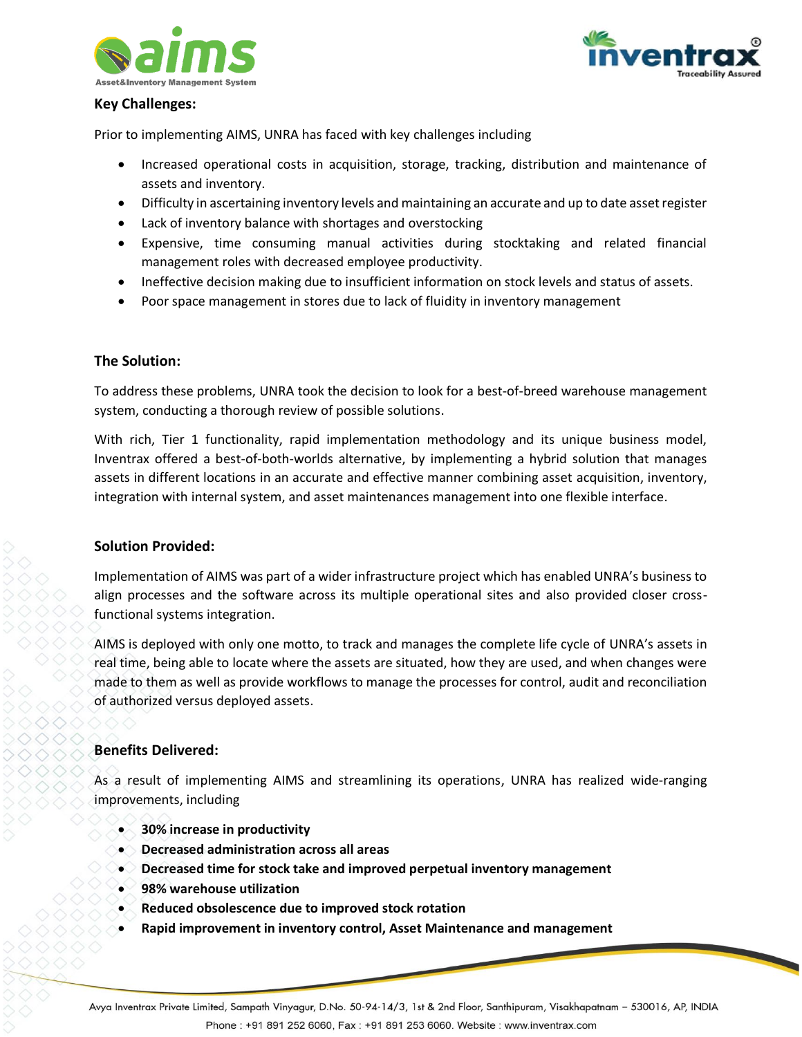## Key Challenges:

Prior to implementing AIMS, UNRA has faced with key challenges including

- Increased operational costs in acquisition, storage, tracking, distribution and maintenance of assets and inventory.
- Difficulty in ascertaining inventory levels and maintaining an accurate and up to date asset register
- Lack of inventory balance with shortages and overstocking
- Expensive, time consuming manual activities during stocktaking and related financial management roles with decreased employee productivity.
- Ineffective decision making due to insufficient information on stock levels and status of assets.
- Poor space management in stores due to lack of fluidity in inventory management

## The Solution:

To address these problems, UNRA took the decision to look for a best-of-breed warehouse management system, conducting a thorough review of possible solutions.

With rich, Tier 1 functionality, rapid implementation methodology and its unique business model, Inventrax offered a best-of-both-worlds alternative, by implementing a hybrid solution that manages assets in different locations in an accurate and effective manner combining asset acquisition, inventory, integration with internal system, and asset maintenances management into one flexible interface.

## Solution Provided:

Implementation of AIMS was part of a wider infrastructure project which has enabled UNRA's business to align processes and the software across its multiple operational sites and also provided closer cross-functional systems integration.

AIMS is deployed with only one motto, to track and manages the complete life cycle of UNRA's assets in real time, being able to locate where the assets are situated, how they are used, and when changes were made to them as well as provide workflows to manage the processes for control, audit and reconciliation of authorized versus deployed assets.

## Benefits Delivered:

As a result of implementing AIMS and streamlining its operations, UNRA has realized wide-ranging improvements, including

- **30% increase in productivity**
- **Decreased administration across all areas**
- **Decreased time for stock take and improved perpetual inventory management**
- **98% warehouse utilization**
- **Reduced obsolescence due to improved stock rotation**
- **Rapid improvement in inventory control, Asset Maintenance and management**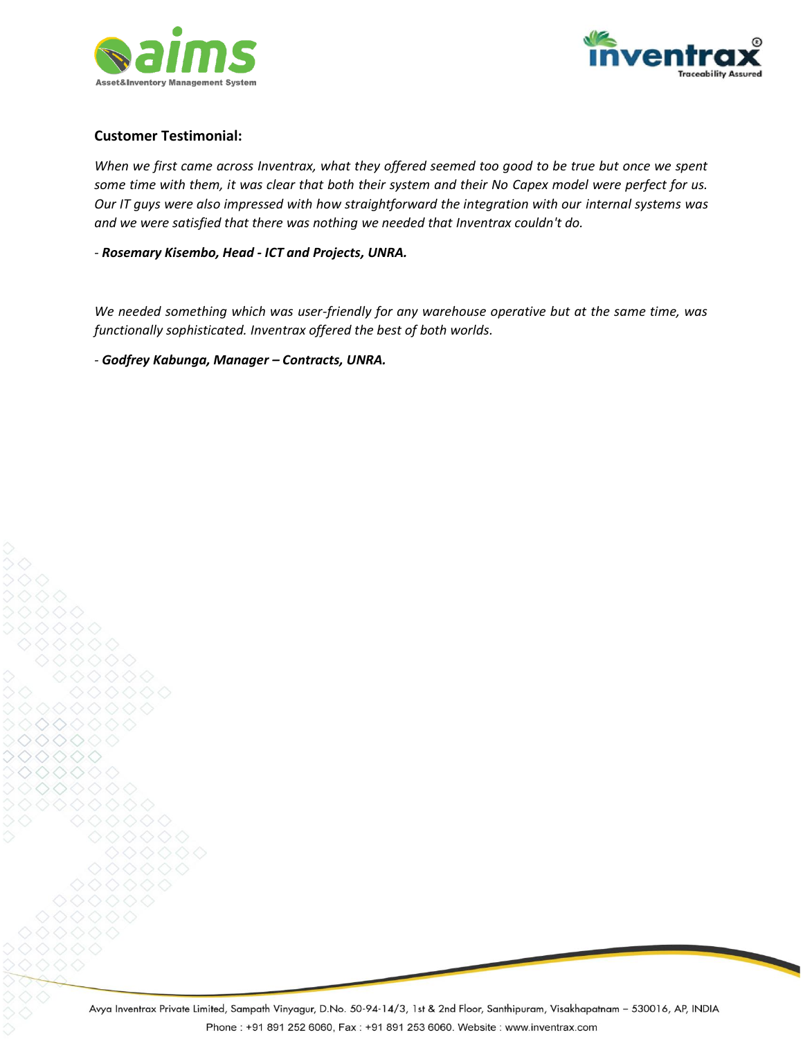**Customer Testimonial:**

*When we first came across Inventrax, what they offered seemed too good to be true but once we spent some time with them, it was clear that both their system and their No Capex model were perfect for us. Our IT guys were also impressed with how straightforward the integration with our internal systems was and we were satisfied that there was nothing we needed that Inventrax couldn't do.*

- ***Rosemary Kisembo, Head - ICT and Projects, UNRA.***

*We needed something which was user-friendly for any warehouse operative but at the same time, was functionally sophisticated. Inventrax offered the best of both worlds.*

- ***Godfrey Kabunga, Manager – Contracts, UNRA.***